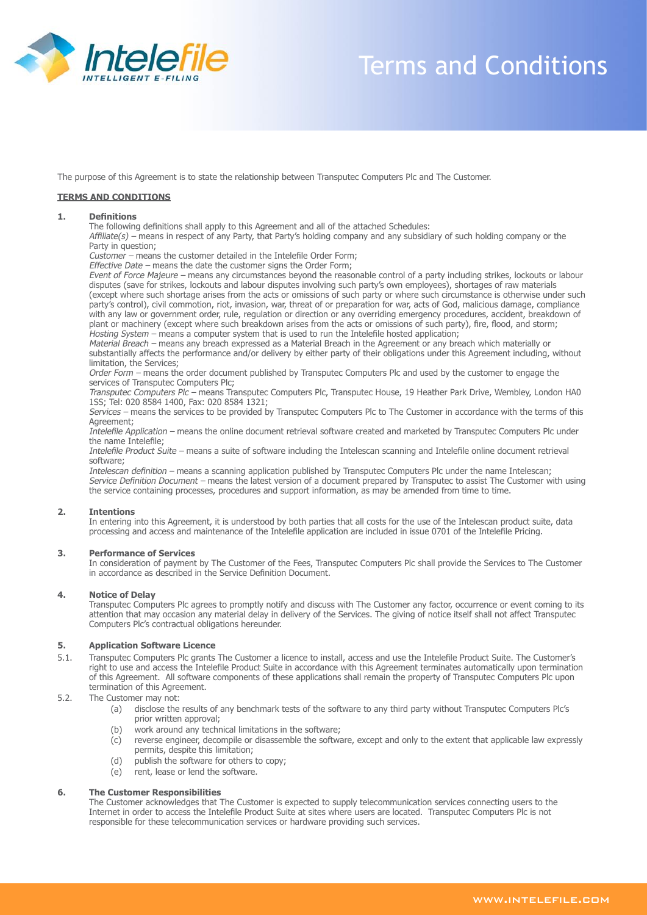# Terms and Conditions

The purpose of this Agreement is to state the relationship between Transputec Computers Plc and The Customer.

## TERMS AND CONDITIONS

**1. Definitions**

The following definitions shall apply to this Agreement and all of the attached Schedules:

*Affiliate(s)* – means in respect of any Party, that Party's holding company and any subsidiary of such holding company or the Party in question;

*Customer* – means the customer detailed in the Intelefile Order Form;

*Effective Date* – means the date the customer signs the Order Form;

*Event of Force Majeure* – means any circumstances beyond the reasonable control of a party including strikes, lockouts or labour disputes (save for strikes, lockouts and labour disputes involving such party's own employees), shortages of raw materials (except where such shortage arises from the acts or omissions of such party or where such circumstance is otherwise under such party's control), civil commotion, riot, invasion, war, threat of or preparation for war, acts of God, malicious damage, compliance with any law or government order, rule, regulation or direction or any overriding emergency procedures, accident, breakdown of plant or machinery (except where such breakdown arises from the acts or omissions of such party), fire, flood, and storm;

*Hosting System* – means a computer system that is used to run the Intelefile hosted application;

*Material Breach* – means any breach expressed as a Material Breach in the Agreement or any breach which materially or substantially affects the performance and/or delivery by either party of their obligations under this Agreement including, without limitation, the Services;

*Order Form* – means the order document published by Transputec Computers Plc and used by the customer to engage the services of Transputec Computers Plc;

*Transputec Computers Plc* – means Transputec Computers Plc, Transputec House, 19 Heather Park Drive, Wembley, London HA0 1SS; Tel: 020 8584 1400, Fax: 020 8584 1321;

*Services* – means the services to be provided by Transputec Computers Plc to The Customer in accordance with the terms of this Agreement;

*Intelefile Application* – means the online document retrieval software created and marketed by Transputec Computers Plc under the name Intelefile;

*Intelefile Product Suite* – means a suite of software including the Intelescan scanning and Intelefile online document retrieval software;

*Intelescan definition* – means a scanning application published by Transputec Computers Plc under the name Intelescan;

*Service Definition Document* – means the latest version of a document prepared by Transputec to assist The Customer with using the service containing processes, procedures and support information, as may be amended from time to time.

**2. Intentions**

In entering into this Agreement, it is understood by both parties that all costs for the use of the Intelescan product suite, data processing and access and maintenance of the Intelefile application are included in issue 0701 of the Intelefile Pricing.

**3. Performance of Services**

In consideration of payment by The Customer of the Fees, Transputec Computers Plc shall provide the Services to The Customer in accordance as described in the Service Definition Document.

**4. Notice of Delay**

Transputec Computers Plc agrees to promptly notify and discuss with The Customer any factor, occurrence or event coming to its attention that may occasion any material delay in delivery of the Services. The giving of notice itself shall not affect Transputec Computers Plc's contractual obligations hereunder.

**5. Application Software Licence**

5.1. Transputec Computers Plc grants The Customer a licence to install, access and use the Intelefile Product Suite. The Customer's right to use and access the Intelefile Product Suite in accordance with this Agreement terminates automatically upon termination of this Agreement. All software components of these applications shall remain the property of Transputec Computers Plc upon termination of this Agreement.

5.2. The Customer may not:

- (a) disclose the results of any benchmark tests of the software to any third party without Transputec Computers Plc's prior written approval;
- (b) work around any technical limitations in the software;
- (c) reverse engineer, decompile or disassemble the software, except and only to the extent that applicable law expressly permits, despite this limitation;
- (d) publish the software for others to copy;
- (e) rent, lease or lend the software.

**6. The Customer Responsibilities**

The Customer acknowledges that The Customer is expected to supply telecommunication services connecting users to the Internet in order to access the Intelefile Product Suite at sites where users are located. Transputec Computers Plc is not responsible for these telecommunication services or hardware providing such services.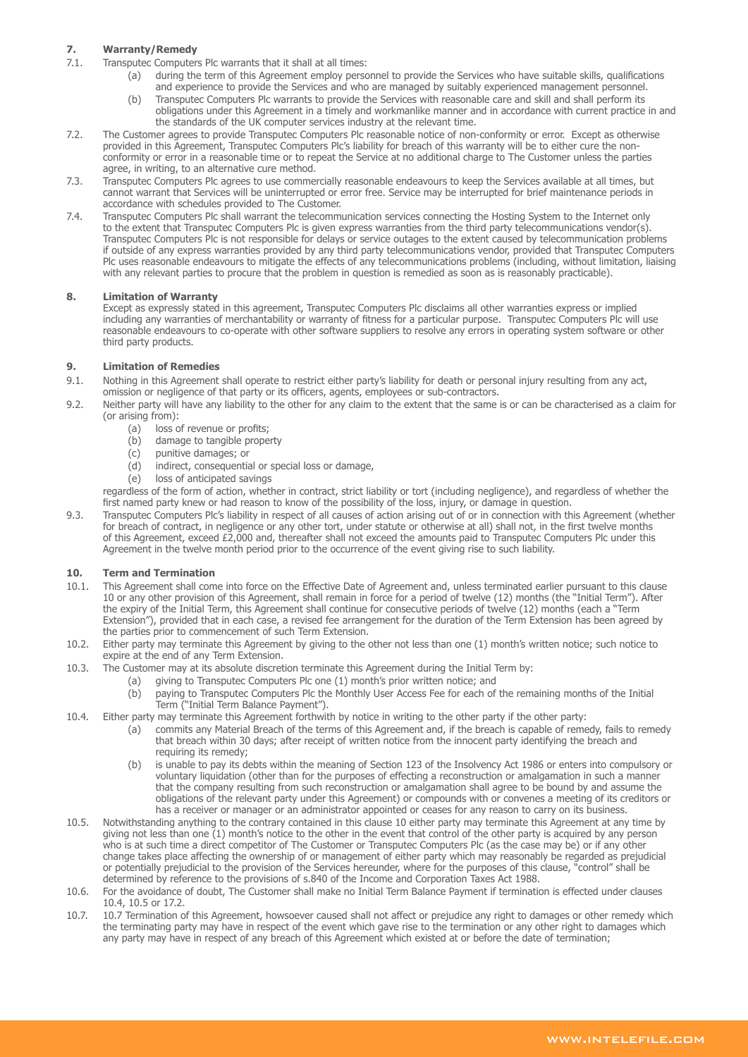## 7. Warranty/Remedy

7.1. Transputec Computers Plc warrants that it shall at all times:

(a) during the term of this Agreement employ personnel to provide the Services who have suitable skills, qualifications and experience to provide the Services and who are managed by suitably experienced management personnel.

(b) Transputec Computers Plc warrants to provide the Services with reasonable care and skill and shall perform its obligations under this Agreement in a timely and workmanlike manner and in accordance with current practice in and the standards of the UK computer services industry at the relevant time.

7.2. The Customer agrees to provide Transputec Computers Plc reasonable notice of non-conformity or error. Except as otherwise provided in this Agreement, Transputec Computers Plc's liability for breach of this warranty will be to either cure the non-conformity or error in a reasonable time or to repeat the Service at no additional charge to The Customer unless the parties agree, in writing, to an alternative cure method.

7.3. Transputec Computers Plc agrees to use commercially reasonable endeavours to keep the Services available at all times, but cannot warrant that Services will be uninterrupted or error free. Service may be interrupted for brief maintenance periods in accordance with schedules provided to The Customer.

7.4. Transputec Computers Plc shall warrant the telecommunication services connecting the Hosting System to the Internet only to the extent that Transputec Computers Plc is given express warranties from the third party telecommunications vendor(s). Transputec Computers Plc is not responsible for delays or service outages to the extent caused by telecommunication problems if outside of any express warranties provided by any third party telecommunications vendor, provided that Transputec Computers Plc uses reasonable endeavours to mitigate the effects of any telecommunications problems (including, without limitation, liaising with any relevant parties to procure that the problem in question is remedied as soon as is reasonably practicable).

## 8. Limitation of Warranty

Except as expressly stated in this agreement, Transputec Computers Plc disclaims all other warranties express or implied including any warranties of merchantability or warranty of fitness for a particular purpose. Transputec Computers Plc will use reasonable endeavours to co-operate with other software suppliers to resolve any errors in operating system software or other third party products.

## 9. Limitation of Remedies

9.1. Nothing in this Agreement shall operate to restrict either party's liability for death or personal injury resulting from any act, omission or negligence of that party or its officers, agents, employees or sub-contractors.

9.2. Neither party will have any liability to the other for any claim to the extent that the same is or can be characterised as a claim for (or arising from):

(a) loss of revenue or profits;
(b) damage to tangible property
(c) punitive damages; or
(d) indirect, consequential or special loss or damage,
(e) loss of anticipated savings

regardless of the form of action, whether in contract, strict liability or tort (including negligence), and regardless of whether the first named party knew or had reason to know of the possibility of the loss, injury, or damage in question.

9.3. Transputec Computers Plc's liability in respect of all causes of action arising out of or in connection with this Agreement (whether for breach of contract, in negligence or any other tort, under statute or otherwise at all) shall not, in the first twelve months of this Agreement, exceed £2,000 and, thereafter shall not exceed the amounts paid to Transputec Computers Plc under this Agreement in the twelve month period prior to the occurrence of the event giving rise to such liability.

## 10. Term and Termination

10.1. This Agreement shall come into force on the Effective Date of Agreement and, unless terminated earlier pursuant to this clause 10 or any other provision of this Agreement, shall remain in force for a period of twelve (12) months (the "Initial Term"). After the expiry of the Initial Term, this Agreement shall continue for consecutive periods of twelve (12) months (each a "Term Extension"), provided that in each case, a revised fee arrangement for the duration of the Term Extension has been agreed by the parties prior to commencement of such Term Extension.

10.2. Either party may terminate this Agreement by giving to the other not less than one (1) month's written notice; such notice to expire at the end of any Term Extension.

10.3. The Customer may at its absolute discretion terminate this Agreement during the Initial Term by:

(a) giving to Transputec Computers Plc one (1) month's prior written notice; and
(b) paying to Transputec Computers Plc the Monthly User Access Fee for each of the remaining months of the Initial Term ("Initial Term Balance Payment").

10.4. Either party may terminate this Agreement forthwith by notice in writing to the other party if the other party:

(a) commits any Material Breach of the terms of this Agreement and, if the breach is capable of remedy, fails to remedy that breach within 30 days; after receipt of written notice from the innocent party identifying the breach and requiring its remedy;
(b) is unable to pay its debts within the meaning of Section 123 of the Insolvency Act 1986 or enters into compulsory or voluntary liquidation (other than for the purposes of effecting a reconstruction or amalgamation in such a manner that the company resulting from such reconstruction or amalgamation shall agree to be bound by and assume the obligations of the relevant party under this Agreement) or compounds with or convenes a meeting of its creditors or has a receiver or manager or an administrator appointed or ceases for any reason to carry on its business.

10.5. Notwithstanding anything to the contrary contained in this clause 10 either party may terminate this Agreement at any time by giving not less than one (1) month's notice to the other in the event that control of the other party is acquired by any person who is at such time a direct competitor of The Customer or Transputec Computers Plc (as the case may be) or if any other change takes place affecting the ownership of or management of either party which may reasonably be regarded as prejudicial or potentially prejudicial to the provision of the Services hereunder, where for the purposes of this clause, "control" shall be determined by reference to the provisions of s.840 of the Income and Corporation Taxes Act 1988.

10.6. For the avoidance of doubt, The Customer shall make no Initial Term Balance Payment if termination is effected under clauses 10.4, 10.5 or 17.2.

10.7. 10.7 Termination of this Agreement, howsoever caused shall not affect or prejudice any right to damages or other remedy which the terminating party may have in respect of the event which gave rise to the termination or any other right to damages which any party may have in respect of any breach of this Agreement which existed at or before the date of termination;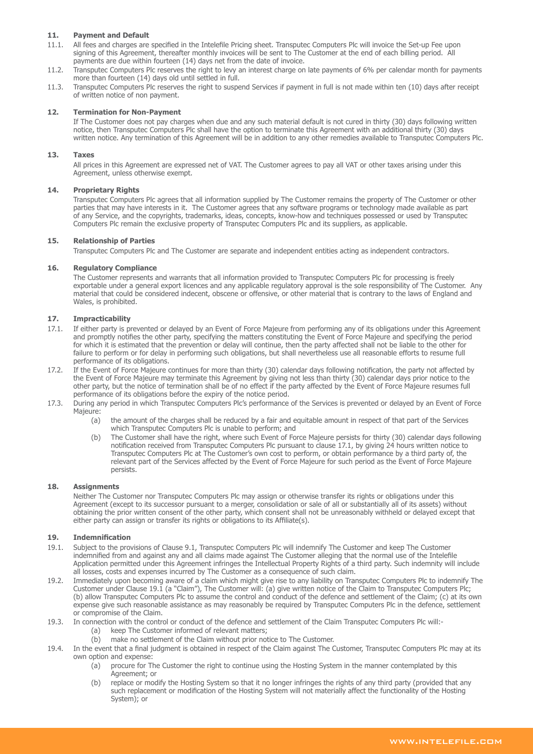### 11. Payment and Default

11.1. All fees and charges are specified in the Intelefile Pricing sheet. Transputec Computers Plc will invoice the Set-up Fee upon signing of this Agreement, thereafter monthly invoices will be sent to The Customer at the end of each billing period. All payments are due within fourteen (14) days net from the date of invoice.

11.2. Transputec Computers Plc reserves the right to levy an interest charge on late payments of 6% per calendar month for payments more than fourteen (14) days old until settled in full.

11.3. Transputec Computers Plc reserves the right to suspend Services if payment in full is not made within ten (10) days after receipt of written notice of non payment.

### 12. Termination for Non-Payment

If The Customer does not pay charges when due and any such material default is not cured in thirty (30) days following written notice, then Transputec Computers Plc shall have the option to terminate this Agreement with an additional thirty (30) days written notice. Any termination of this Agreement will be in addition to any other remedies available to Transputec Computers Plc.

### 13. Taxes

All prices in this Agreement are expressed net of VAT. The Customer agrees to pay all VAT or other taxes arising under this Agreement, unless otherwise exempt.

### 14. Proprietary Rights

Transputec Computers Plc agrees that all information supplied by The Customer remains the property of The Customer or other parties that may have interests in it. The Customer agrees that any software programs or technology made available as part of any Service, and the copyrights, trademarks, ideas, concepts, know-how and techniques possessed or used by Transputec Computers Plc remain the exclusive property of Transputec Computers Plc and its suppliers, as applicable.

### 15. Relationship of Parties

Transputec Computers Plc and The Customer are separate and independent entities acting as independent contractors.

### 16. Regulatory Compliance

The Customer represents and warrants that all information provided to Transputec Computers Plc for processing is freely exportable under a general export licences and any applicable regulatory approval is the sole responsibility of The Customer. Any material that could be considered indecent, obscene or offensive, or other material that is contrary to the laws of England and Wales, is prohibited.

### 17. Impracticability

17.1. If either party is prevented or delayed by an Event of Force Majeure from performing any of its obligations under this Agreement and promptly notifies the other party, specifying the matters constituting the Event of Force Majeure and specifying the period for which it is estimated that the prevention or delay will continue, then the party affected shall not be liable to the other for failure to perform or for delay in performing such obligations, but shall nevertheless use all reasonable efforts to resume full performance of its obligations.

17.2. If the Event of Force Majeure continues for more than thirty (30) calendar days following notification, the party not affected by the Event of Force Majeure may terminate this Agreement by giving not less than thirty (30) calendar days prior notice to the other party, but the notice of termination shall be of no effect if the party affected by the Event of Force Majeure resumes full performance of its obligations before the expiry of the notice period.

17.3. During any period in which Transputec Computers Plc's performance of the Services is prevented or delayed by an Event of Force Majeure:

(a) the amount of the charges shall be reduced by a fair and equitable amount in respect of that part of the Services which Transputec Computers Plc is unable to perform; and

(b) The Customer shall have the right, where such Event of Force Majeure persists for thirty (30) calendar days following notification received from Transputec Computers Plc pursuant to clause 17.1, by giving 24 hours written notice to Transputec Computers Plc at The Customer's own cost to perform, or obtain performance by a third party of, the relevant part of the Services affected by the Event of Force Majeure for such period as the Event of Force Majeure persists.

### 18. Assignments

Neither The Customer nor Transputec Computers Plc may assign or otherwise transfer its rights or obligations under this Agreement (except to its successor pursuant to a merger, consolidation or sale of all or substantially all of its assets) without obtaining the prior written consent of the other party, which consent shall not be unreasonably withheld or delayed except that either party can assign or transfer its rights or obligations to its Affiliate(s).

### 19. Indemnification

19.1. Subject to the provisions of Clause 9.1, Transputec Computers Plc will indemnify The Customer and keep The Customer indemnified from and against any and all claims made against The Customer alleging that the normal use of the Intelefile Application permitted under this Agreement infringes the Intellectual Property Rights of a third party. Such indemnity will include all losses, costs and expenses incurred by The Customer as a consequence of such claim.

19.2. Immediately upon becoming aware of a claim which might give rise to any liability on Transputec Computers Plc to indemnify The Customer under Clause 19.1 (a "Claim"), The Customer will: (a) give written notice of the Claim to Transputec Computers Plc; (b) allow Transputec Computers Plc to assume the control and conduct of the defence and settlement of the Claim; (c) at its own expense give such reasonable assistance as may reasonably be required by Transputec Computers Plc in the defence, settlement or compromise of the Claim.

19.3. In connection with the control or conduct of the defence and settlement of the Claim Transputec Computers Plc will:-

(a) keep The Customer informed of relevant matters;

(b) make no settlement of the Claim without prior notice to The Customer.

19.4. In the event that a final judgment is obtained in respect of the Claim against The Customer, Transputec Computers Plc may at its own option and expense:

(a) procure for The Customer the right to continue using the Hosting System in the manner contemplated by this Agreement; or

(b) replace or modify the Hosting System so that it no longer infringes the rights of any third party (provided that any such replacement or modification of the Hosting System will not materially affect the functionality of the Hosting System); or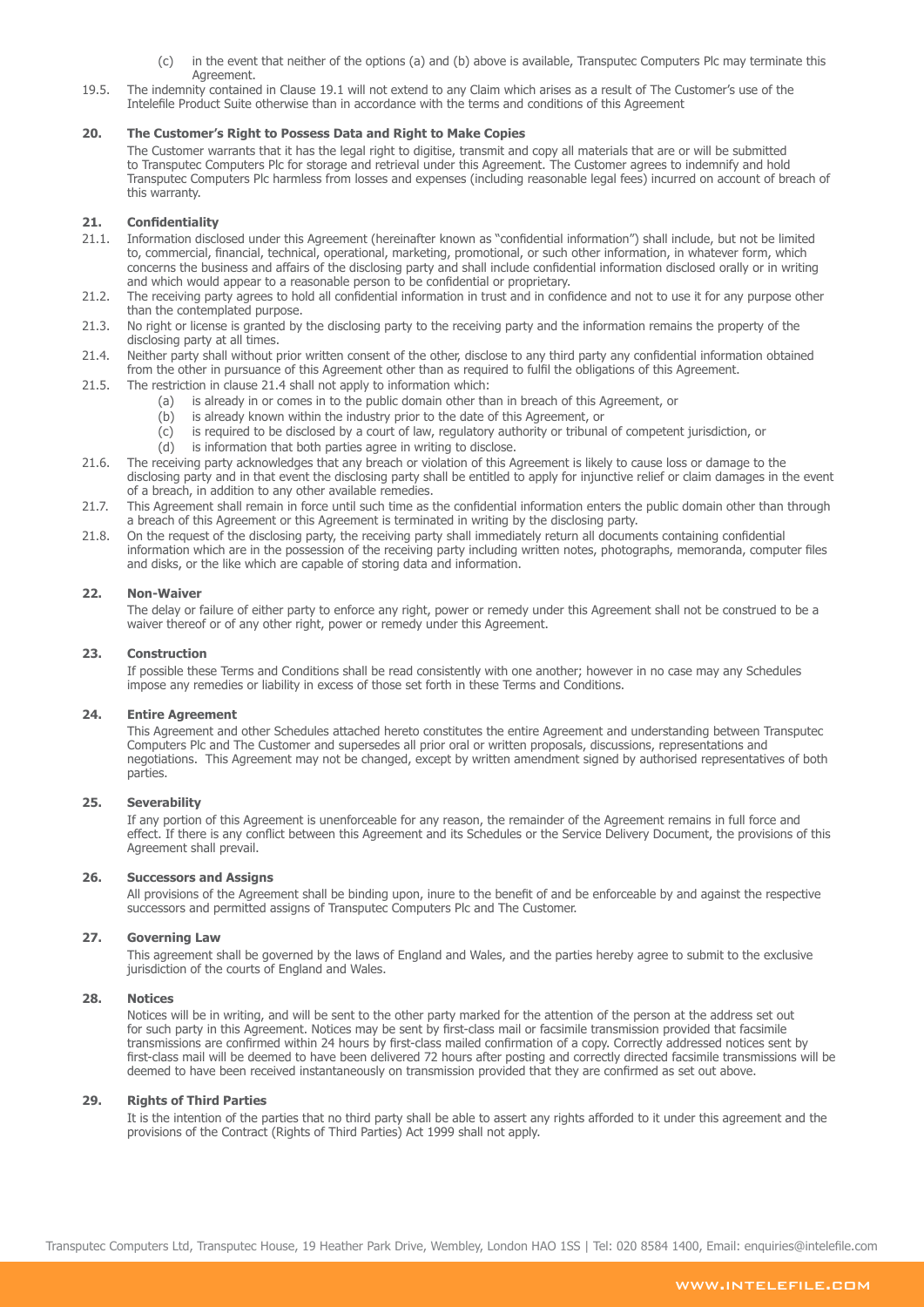(c) in the event that neither of the options (a) and (b) above is available, Transputec Computers Plc may terminate this Agreement.

19.5. The indemnity contained in Clause 19.1 will not extend to any Claim which arises as a result of The Customer's use of the Intelefile Product Suite otherwise than in accordance with the terms and conditions of this Agreement

**20. The Customer's Right to Possess Data and Right to Make Copies**

The Customer warrants that it has the legal right to digitise, transmit and copy all materials that are or will be submitted to Transputec Computers Plc for storage and retrieval under this Agreement. The Customer agrees to indemnify and hold Transputec Computers Plc harmless from losses and expenses (including reasonable legal fees) incurred on account of breach of this warranty.

**21. Confidentiality**

21.1. Information disclosed under this Agreement (hereinafter known as "confidential information") shall include, but not be limited to, commercial, financial, technical, operational, marketing, promotional, or such other information, in whatever form, which concerns the business and affairs of the disclosing party and shall include confidential information disclosed orally or in writing and which would appear to a reasonable person to be confidential or proprietary.

21.2. The receiving party agrees to hold all confidential information in trust and in confidence and not to use it for any purpose other than the contemplated purpose.

21.3. No right or license is granted by the disclosing party to the receiving party and the information remains the property of the disclosing party at all times.

21.4. Neither party shall without prior written consent of the other, disclose to any third party any confidential information obtained from the other in pursuance of this Agreement other than as required to fulfil the obligations of this Agreement.

21.5. The restriction in clause 21.4 shall not apply to information which:

(a) is already in or comes in to the public domain other than in breach of this Agreement, or
(b) is already known within the industry prior to the date of this Agreement, or
(c) is required to be disclosed by a court of law, regulatory authority or tribunal of competent jurisdiction, or
(d) is information that both parties agree in writing to disclose.

21.6. The receiving party acknowledges that any breach or violation of this Agreement is likely to cause loss or damage to the disclosing party and in that event the disclosing party shall be entitled to apply for injunctive relief or claim damages in the event of a breach, in addition to any other available remedies.

21.7. This Agreement shall remain in force until such time as the confidential information enters the public domain other than through a breach of this Agreement or this Agreement is terminated in writing by the disclosing party.

21.8. On the request of the disclosing party, the receiving party shall immediately return all documents containing confidential information which are in the possession of the receiving party including written notes, photographs, memoranda, computer files and disks, or the like which are capable of storing data and information.

**22. Non-Waiver**

The delay or failure of either party to enforce any right, power or remedy under this Agreement shall not be construed to be a waiver thereof or of any other right, power or remedy under this Agreement.

**23. Construction**

If possible these Terms and Conditions shall be read consistently with one another; however in no case may any Schedules impose any remedies or liability in excess of those set forth in these Terms and Conditions.

**24. Entire Agreement**

This Agreement and other Schedules attached hereto constitutes the entire Agreement and understanding between Transputec Computers Plc and The Customer and supersedes all prior oral or written proposals, discussions, representations and negotiations. This Agreement may not be changed, except by written amendment signed by authorised representatives of both parties.

**25. Severability**

If any portion of this Agreement is unenforceable for any reason, the remainder of the Agreement remains in full force and effect. If there is any conflict between this Agreement and its Schedules or the Service Delivery Document, the provisions of this Agreement shall prevail.

**26. Successors and Assigns**

All provisions of the Agreement shall be binding upon, inure to the benefit of and be enforceable by and against the respective successors and permitted assigns of Transputec Computers Plc and The Customer.

**27. Governing Law**

This agreement shall be governed by the laws of England and Wales, and the parties hereby agree to submit to the exclusive jurisdiction of the courts of England and Wales.

**28. Notices**

Notices will be in writing, and will be sent to the other party marked for the attention of the person at the address set out for such party in this Agreement. Notices may be sent by first-class mail or facsimile transmission provided that facsimile transmissions are confirmed within 24 hours by first-class mailed confirmation of a copy. Correctly addressed notices sent by first-class mail will be deemed to have been delivered 72 hours after posting and correctly directed facsimile transmissions will be deemed to have been received instantaneously on transmission provided that they are confirmed as set out above.

**29. Rights of Third Parties**

It is the intention of the parties that no third party shall be able to assert any rights afforded to it under this agreement and the provisions of the Contract (Rights of Third Parties) Act 1999 shall not apply.

Transputec Computers Ltd, Transputec House, 19 Heather Park Drive, Wembley, London HAO 1SS | Tel: 020 8584 1400, Email: enquiries@intelefile.com

WWW.INTELEFILE.COM